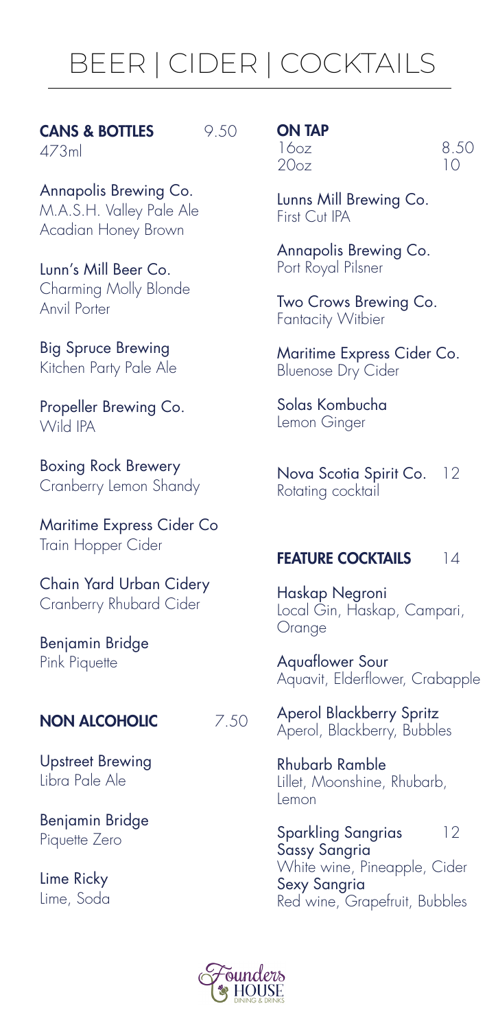# BEER | CIDER | COCKTAILS

## CANS & BOTTLES 9.50

473ml

Annapolis Brewing Co.
M.A.S.H. Valley Pale Ale
Acadian Honey Brown

Lunn's Mill Beer Co.
Charming Molly Blonde
Anvil Porter

Big Spruce Brewing
Kitchen Party Pale Ale

Propeller Brewing Co.
Wild IPA

Boxing Rock Brewery
Cranberry Lemon Shandy

Maritime Express Cider Co
Train Hopper Cider

Chain Yard Urban Cidery
Cranberry Rhubard Cider

Benjamin Bridge
Pink Piquette

## NON ALCOHOLIC 7.50

Upstreet Brewing
Libra Pale Ale

Benjamin Bridge
Piquette Zero

Lime Ricky
Lime, Soda

## ON TAP

16oz 8.50
20oz 10

Lunns Mill Brewing Co.
First Cut IPA

Annapolis Brewing Co.
Port Royal Pilsner

Two Crows Brewing Co.
Fantacity Witbier

Maritime Express Cider Co.
Bluenose Dry Cider

Solas Kombucha
Lemon Ginger

Nova Scotia Spirit Co. 12
Rotating cocktail

## FEATURE COCKTAILS 14

Haskap Negroni
Local Gin, Haskap, Campari, Orange

Aquaflower Sour
Aquavit, Elderflower, Crabapple

Aperol Blackberry Spritz
Aperol, Blackberry, Bubbles

Rhubarb Ramble
Lillet, Moonshine, Rhubarb, Lemon

Sparkling Sangrias 12
Sassy Sangria
White wine, Pineapple, Cider
Sexy Sangria
Red wine, Grapefruit, Bubbles

Founders HOUSE
DINING & DRINKS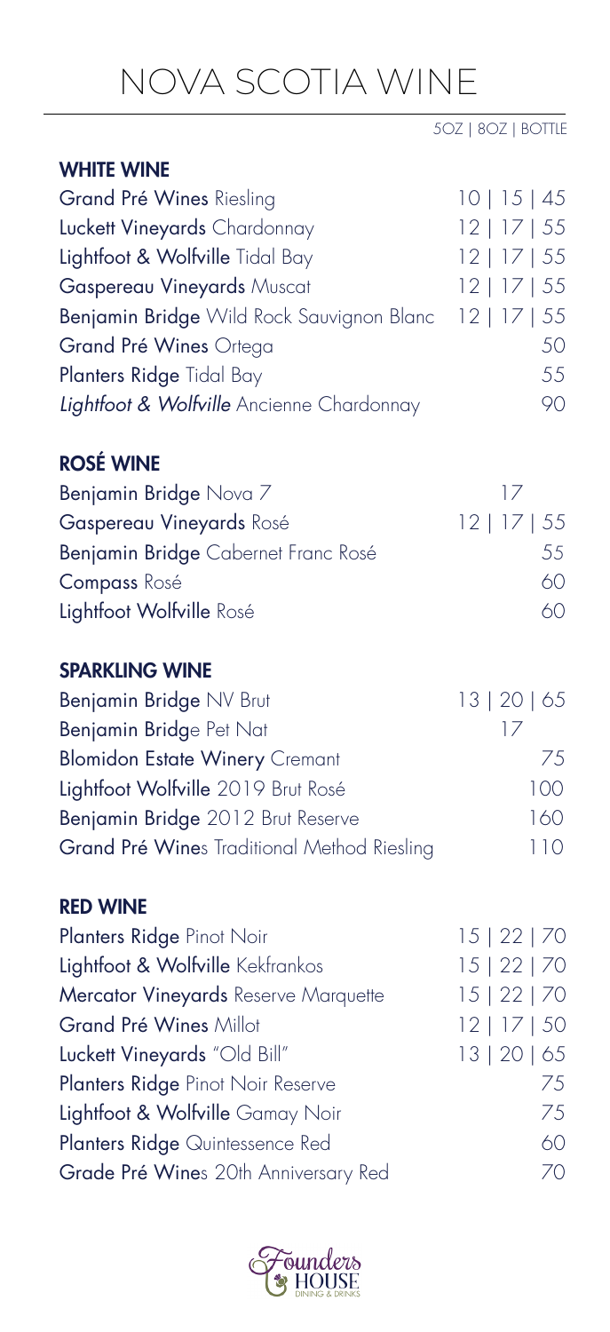# NOVA SCOTIA WINE

5OZ | 8OZ | BOTTLE

## WHITE WINE

| Wine | 5OZ \| 8OZ \| BOTTLE |
|---|---|
| **Grand Pré Wines** Riesling | 10 \| 15 \| 45 |
| **Luckett Vineyards** Chardonnay | 12 \| 17 \| 55 |
| **Lightfoot & Wolfville** Tidal Bay | 12 \| 17 \| 55 |
| **Gaspereau Vineyards** Muscat | 12 \| 17 \| 55 |
| **Benjamin Bridge** Wild Rock Sauvignon Blanc | 12 \| 17 \| 55 |
| **Grand Pré Wines** Ortega | 50 |
| **Planters Ridge** Tidal Bay | 55 |
| ***Lightfoot & Wolfville*** *Ancienne Chardonnay* | 90 |

## ROSÉ WINE

| Wine | 5OZ \| 8OZ \| BOTTLE |
|---|---|
| **Benjamin Bridge** Nova 7 | 17 |
| **Gaspereau Vineyards** Rosé | 12 \| 17 \| 55 |
| **Benjamin Bridge** Cabernet Franc Rosé | 55 |
| **Compass** Rosé | 60 |
| **Lightfoot Wolfville** Rosé | 60 |

## SPARKLING WINE

| Wine | 5OZ \| 8OZ \| BOTTLE |
|---|---|
| **Benjamin Bridge** NV Brut | 13 \| 20 \| 65 |
| **Benjamin Bridg**e Pet Nat | 17 |
| **Blomidon Estate Winery** Cremant | 75 |
| **Lightfoot Wolfville** 2019 Brut Rosé | 100 |
| **Benjamin Bridge** 2012 Brut Reserve | 160 |
| **Grand Pré Wine**s Traditional Method Riesling | 110 |

## RED WINE

| Wine | 5OZ \| 8OZ \| BOTTLE |
|---|---|
| **Planters Ridge** Pinot Noir | 15 \| 22 \| 70 |
| **Lightfoot & Wolfville** Kekfrankos | 15 \| 22 \| 70 |
| **Mercator Vineyards** Reserve Marquette | 15 \| 22 \| 70 |
| **Grand Pré Wines** Millot | 12 \| 17 \| 50 |
| **Luckett Vineyards** "Old Bill" | 13 \| 20 \| 65 |
| **Planters Ridge** Pinot Noir Reserve | 75 |
| **Lightfoot & Wolfville** Gamay Noir | 75 |
| **Planters Ridge** Quintessence Red | 60 |
| **Grade Pré Wine**s 20th Anniversary Red | 70 |

Founders HOUSE DINING & DRINKS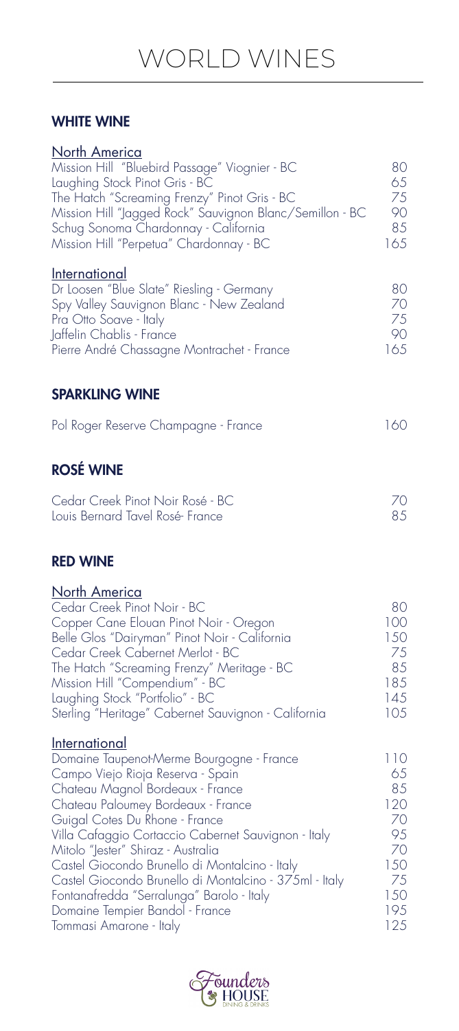# WORLD WINES

## WHITE WINE

### North America

| Wine | Price |
| --- | --- |
| Mission Hill "Bluebird Passage" Viognier - BC | 80 |
| Laughing Stock Pinot Gris - BC | 65 |
| The Hatch "Screaming Frenzy" Pinot Gris - BC | 75 |
| Mission Hill "Jagged Rock" Sauvignon Blanc/Semillon - BC | 90 |
| Schug Sonoma Chardonnay - California | 85 |
| Mission Hill "Perpetua" Chardonnay - BC | 165 |

### International

| Wine | Price |
| --- | --- |
| Dr Loosen "Blue Slate" Riesling - Germany | 80 |
| Spy Valley Sauvignon Blanc - New Zealand | 70 |
| Pra Otto Soave - Italy | 75 |
| Jaffelin Chablis - France | 90 |
| Pierre André Chassagne Montrachet - France | 165 |

## SPARKLING WINE

| Wine | Price |
| --- | --- |
| Pol Roger Reserve Champagne - France | 160 |

## ROSÉ WINE

| Wine | Price |
| --- | --- |
| Cedar Creek Pinot Noir Rosé - BC | 70 |
| Louis Bernard Tavel Rosé- France | 85 |

## RED WINE

### North America

| Wine | Price |
| --- | --- |
| Cedar Creek Pinot Noir - BC | 80 |
| Copper Cane Elouan Pinot Noir - Oregon | 100 |
| Belle Glos "Dairyman" Pinot Noir - California | 150 |
| Cedar Creek Cabernet Merlot - BC | 75 |
| The Hatch "Screaming Frenzy" Meritage - BC | 85 |
| Mission Hill "Compendium" - BC | 185 |
| Laughing Stock "Portfolio" - BC | 145 |
| Sterling "Heritage" Cabernet Sauvignon - California | 105 |

### International

| Wine | Price |
| --- | --- |
| Domaine Taupenot-Merme Bourgogne - France | 110 |
| Campo Viejo Rioja Reserva - Spain | 65 |
| Chateau Magnol Bordeaux - France | 85 |
| Chateau Paloumey Bordeaux - France | 120 |
| Guigal Cotes Du Rhone - France | 70 |
| Villa Cafaggio Cortaccio Cabernet Sauvignon - Italy | 95 |
| Mitolo "Jester" Shiraz - Australia | 70 |
| Castel Giocondo Brunello di Montalcino - Italy | 150 |
| Castel Giocondo Brunello di Montalcino - 375ml - Italy | 75 |
| Fontanafredda "Serralunga" Barolo - Italy | 150 |
| Domaine Tempier Bandol - France | 195 |
| Tommasi Amarone - Italy | 125 |

Founders HOUSE DINING & DRINKS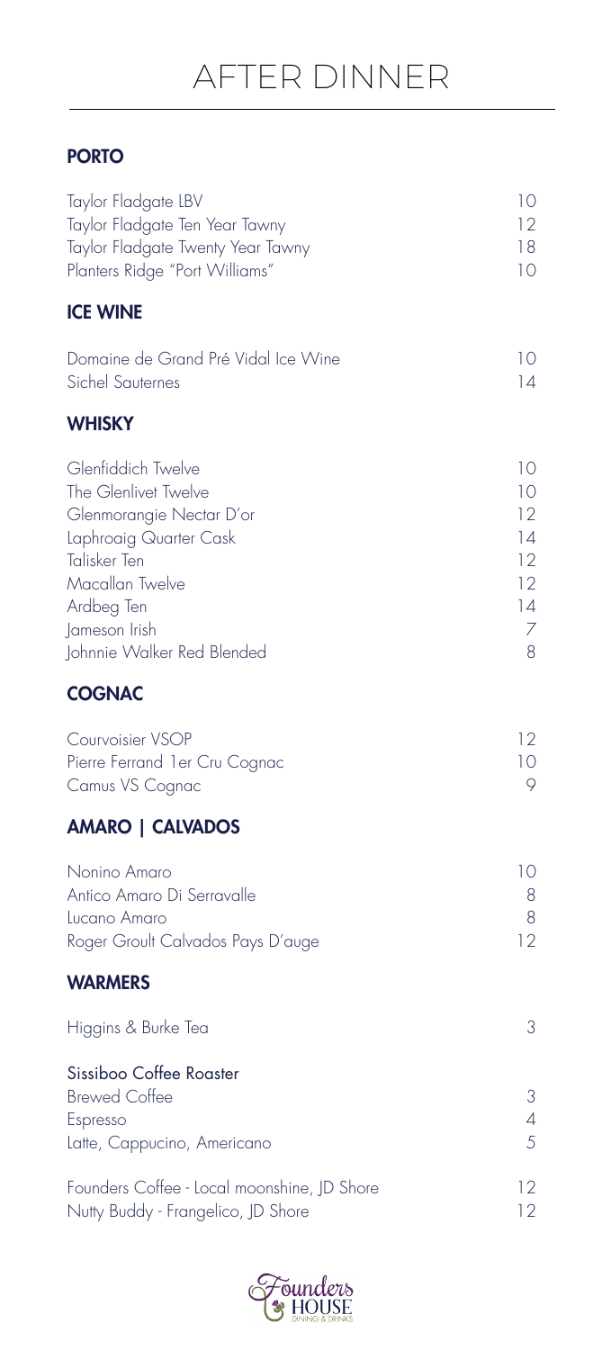# AFTER DINNER

## PORTO

| | |
|---|---|
| Taylor Fladgate LBV | 10 |
| Taylor Fladgate Ten Year Tawny | 12 |
| Taylor Fladgate Twenty Year Tawny | 18 |
| Planters Ridge "Port Williams" | 10 |

## ICE WINE

| | |
|---|---|
| Domaine de Grand Pré Vidal Ice Wine | 10 |
| Sichel Sauternes | 14 |

## WHISKY

| | |
|---|---|
| Glenfiddich Twelve | 10 |
| The Glenlivet Twelve | 10 |
| Glenmorangie Nectar D'or | 12 |
| Laphroaig Quarter Cask | 14 |
| Talisker Ten | 12 |
| Macallan Twelve | 12 |
| Ardbeg Ten | 14 |
| Jameson Irish | 7 |
| Johnnie Walker Red Blended | 8 |

## COGNAC

| | |
|---|---|
| Courvoisier VSOP | 12 |
| Pierre Ferrand 1er Cru Cognac | 10 |
| Camus VS Cognac | 9 |

## AMARO | CALVADOS

| | |
|---|---|
| Nonino Amaro | 10 |
| Antico Amaro Di Serravalle | 8 |
| Lucano Amaro | 8 |
| Roger Groult Calvados Pays D'auge | 12 |

## WARMERS

| | |
|---|---|
| Higgins & Burke Tea | 3 |

### Sissiboo Coffee Roaster

| | |
|---|---|
| Brewed Coffee | 3 |
| Espresso | 4 |
| Latte, Cappucino, Americano | 5 |

| | |
|---|---|
| Founders Coffee - Local moonshine, JD Shore | 12 |
| Nutty Buddy - Frangelico, JD Shore | 12 |

Founders HOUSE DINING & DRINKS